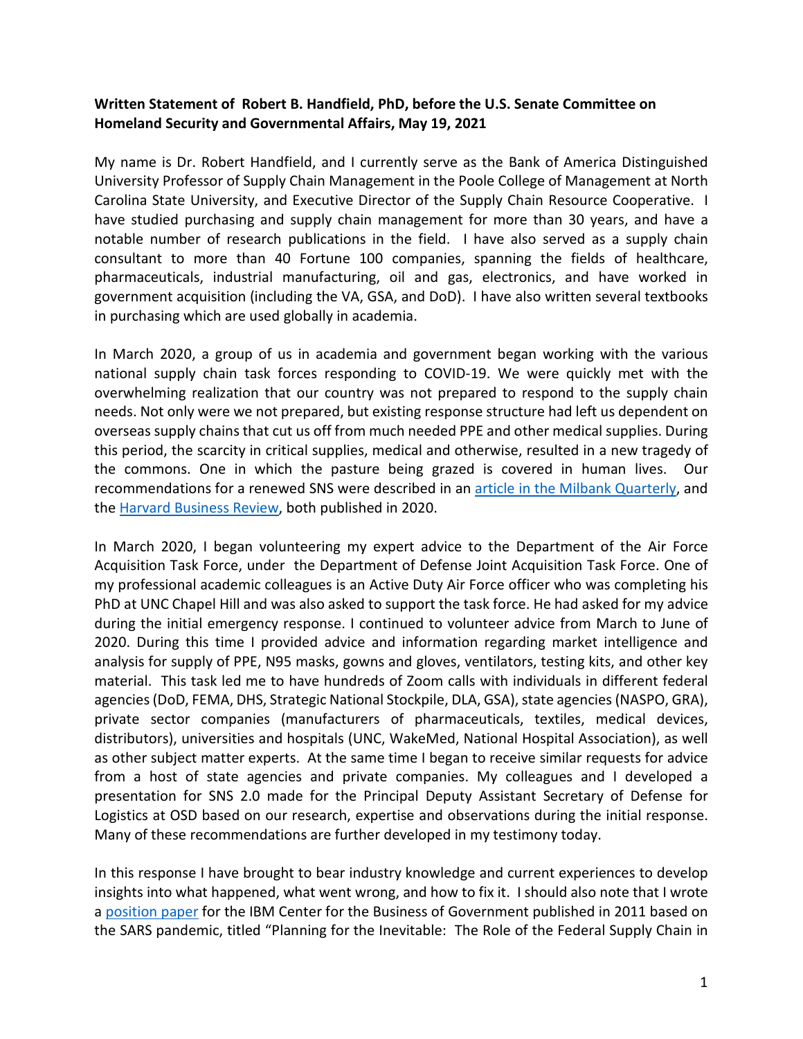**Written Statement of Robert B. Handfield, PhD, before the U.S. Senate Committee on Homeland Security and Governmental Affairs, May 19, 2021**

My name is Dr. Robert Handfield, and I currently serve as the Bank of America Distinguished University Professor of Supply Chain Management in the Poole College of Management at North Carolina State University, and Executive Director of the Supply Chain Resource Cooperative. I have studied purchasing and supply chain management for more than 30 years, and have a notable number of research publications in the field. I have also served as a supply chain consultant to more than 40 Fortune 100 companies, spanning the fields of healthcare, pharmaceuticals, industrial manufacturing, oil and gas, electronics, and have worked in government acquisition (including the VA, GSA, and DoD). I have also written several textbooks in purchasing which are used globally in academia.

In March 2020, a group of us in academia and government began working with the various national supply chain task forces responding to COVID-19. We were quickly met with the overwhelming realization that our country was not prepared to respond to the supply chain needs. Not only were we not prepared, but existing response structure had left us dependent on overseas supply chains that cut us off from much needed PPE and other medical supplies. During this period, the scarcity in critical supplies, medical and otherwise, resulted in a tragedy of the commons. One in which the pasture being grazed is covered in human lives. Our recommendations for a renewed SNS were described in an article in the Milbank Quarterly, and the Harvard Business Review, both published in 2020.

In March 2020, I began volunteering my expert advice to the Department of the Air Force Acquisition Task Force, under the Department of Defense Joint Acquisition Task Force. One of my professional academic colleagues is an Active Duty Air Force officer who was completing his PhD at UNC Chapel Hill and was also asked to support the task force. He had asked for my advice during the initial emergency response. I continued to volunteer advice from March to June of 2020. During this time I provided advice and information regarding market intelligence and analysis for supply of PPE, N95 masks, gowns and gloves, ventilators, testing kits, and other key material. This task led me to have hundreds of Zoom calls with individuals in different federal agencies (DoD, FEMA, DHS, Strategic National Stockpile, DLA, GSA), state agencies (NASPO, GRA), private sector companies (manufacturers of pharmaceuticals, textiles, medical devices, distributors), universities and hospitals (UNC, WakeMed, National Hospital Association), as well as other subject matter experts. At the same time I began to receive similar requests for advice from a host of state agencies and private companies. My colleagues and I developed a presentation for SNS 2.0 made for the Principal Deputy Assistant Secretary of Defense for Logistics at OSD based on our research, expertise and observations during the initial response. Many of these recommendations are further developed in my testimony today.

In this response I have brought to bear industry knowledge and current experiences to develop insights into what happened, what went wrong, and how to fix it. I should also note that I wrote a position paper for the IBM Center for the Business of Government published in 2011 based on the SARS pandemic, titled "Planning for the Inevitable: The Role of the Federal Supply Chain in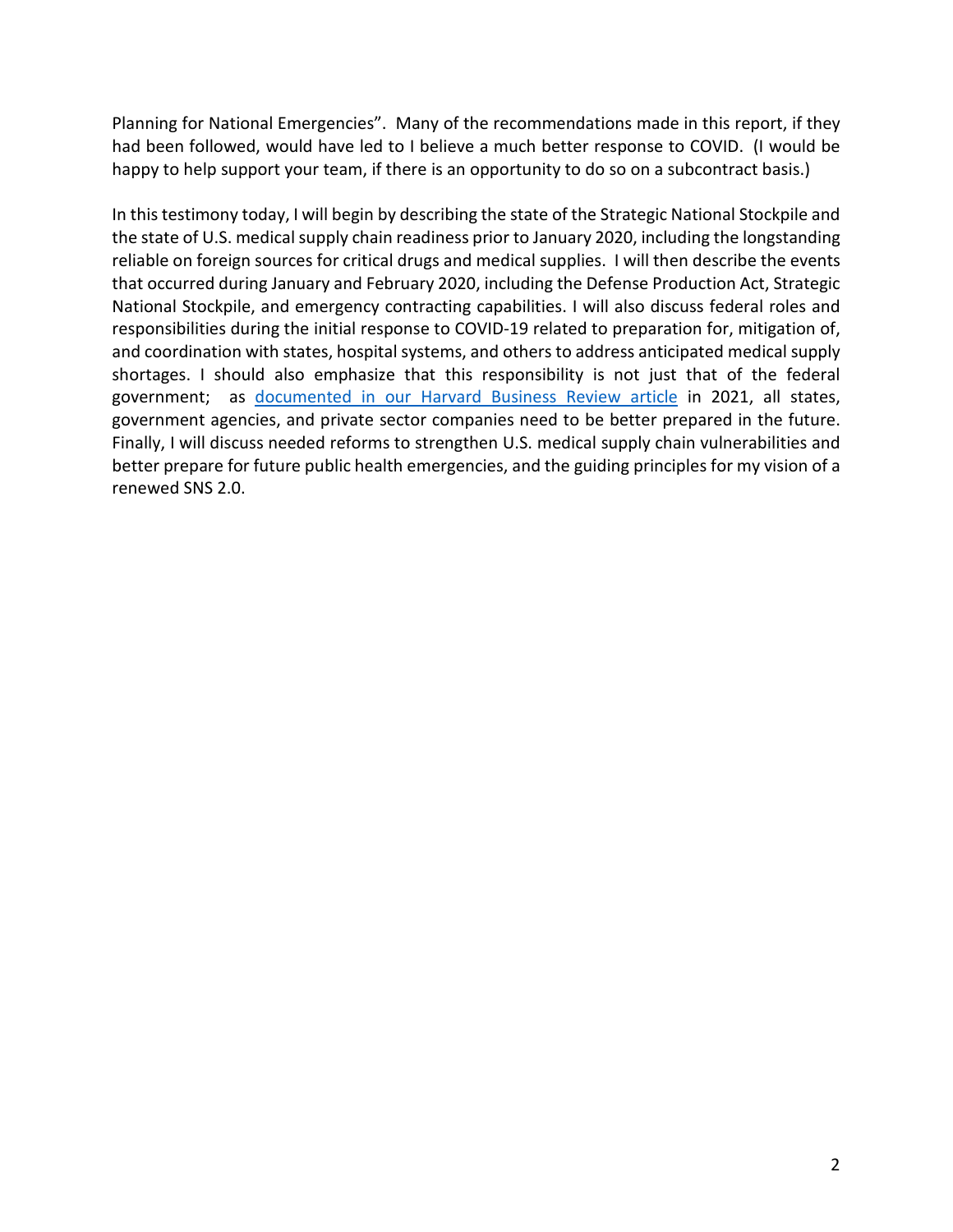Planning for National Emergencies". Many of the recommendations made in this report, if they had been followed, would have led to I believe a much better response to COVID. (I would be happy to help support your team, if there is an opportunity to do so on a subcontract basis.)

In this testimony today, I will begin by describing the state of the Strategic National Stockpile and the state of U.S. medical supply chain readiness prior to January 2020, including the longstanding reliable on foreign sources for critical drugs and medical supplies. I will then describe the events that occurred during January and February 2020, including the Defense Production Act, Strategic National Stockpile, and emergency contracting capabilities. I will also discuss federal roles and responsibilities during the initial response to COVID-19 related to preparation for, mitigation of, and coordination with states, hospital systems, and others to address anticipated medical supply shortages. I should also emphasize that this responsibility is not just that of the federal government; as documented in our Harvard Business Review article in 2021, all states, government agencies, and private sector companies need to be better prepared in the future. Finally, I will discuss needed reforms to strengthen U.S. medical supply chain vulnerabilities and better prepare for future public health emergencies, and the guiding principles for my vision of a renewed SNS 2.0.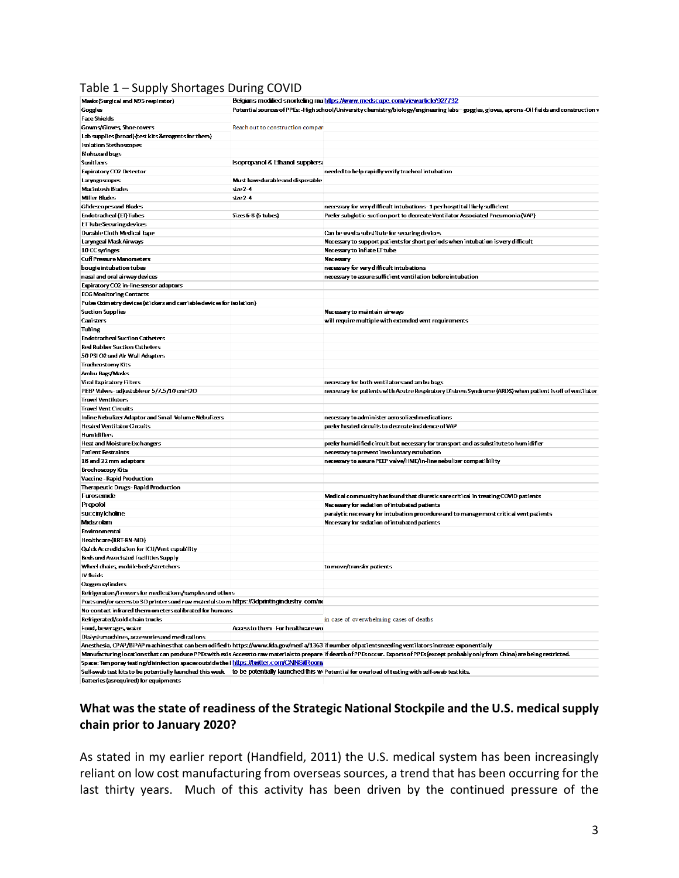## Table 1 – Supply Shortages During COVID

| | | |
|---|---|---|
| Masks (Surgical and N95 respirator) | Belgians modified snorkeling ma https://www.medscape.com/viewarticle/927732 | |
| Goggles | Potential sources of PPEs: -High school/University chemistry/biology/engineering labs – goggles, gloves, aprons -Oil fields and construction w | |
| Face Shields | | |
| Gowns/Gloves, Shoe covers | Reach out to construction compar | |
| Lab supplies (broad) (test kits & reagents for them) | | |
| Isolation Stethoscopes | | |
| Biohazard bags | | |
| Sanitizers | Isopropanol & Ethanol suppliers | |
| Expiratory CO2 Detector | | needed to help rapidly verify tracheal intubation |
| Laryngoscopes | Must have durable and disposable | |
| Macintosh Blades | size 2-4 | |
| Miller Blades | size 2-4 | |
| Glidescopes and Blades | | necessary for very difficult intubations - 1 per hospital likely sufficient |
| Endotracheal (ET) Tubes | Sizes 6-8 (5 tubes) | Prefer subglotic suction port to decrease Ventilator Associated Pneumonia (VAP) |
| ET Tube Securing devices | | |
| Durable Cloth Medical Tape | | Can be used a substitute for securing devices |
| Laryngeal Mask Airways | | Necessary to support patients for short periods when intubation is very difficult |
| 10 CC syringes | | Necessary to inflate ET tube |
| Cuff Pressure Manometers | | Necessary |
| bougie intubation tubes | | necessary for very difficult intubations |
| nasal and oral airway devices | | necessary to assure sufficient ventilation before intubation |
| Expiratory CO2 in-line sensor adaptors | | |
| ECG Monitoring Contacts | | |
| Pulse Oximetry devices (stickers and carriable devices for isolation) | | |
| Suction Supplies | | Necessary to maintain airways |
| Canisters | | will require multiple with extended vent requirements |
| Tubing | | |
| Endotracheal Suction Catheters | | |
| Red Rubber Suction Catheters | | |
| 50 PSI O2 and Air Wall Adapters | | |
| Tracheostomy Kits | | |
| Ambu Bags/Masks | | |
| Viral Expiratory Filters | | necessary for both ventilators and ambu bags |
| PEEP Valves - adjustable or 5/7.5/10 cmH2O | | necessary for patients with Acute Respiratory Distress Syndrome (ARDS) when patient is off of ventilator |
| Travel Ventilators | | |
| Travel Vent Circuits | | |
| Inline Nebulizer Adaptor and Small Volume Nebulizers | | necessary to administer aerosolized medications |
| Heated Ventilator Circuits | | prefer heated circuits to decrease incidence of VAP |
| Humidifiers | | |
| Heat and Moisture Exchangers | | prefer humidified circuit but necessary for transport and as substitute to humidifier |
| Patient Restraints | | necessary to prevent involuntary extubation |
| 18 and 22 mm adaptors | | necessary to assure PEEP valve/HME/in-line nebulizer compatibility |
| Brochoscopy Kits | | |
| Vaccine - Rapid Production | | |
| Therapeutic Drugs - Rapid Production | | |
| Furosemide | | Medical community has found that diuretics are critical in treating COVID patients |
| Propofol | | Necessary for sedation of intubated patients |
| succinylcholine | | paralytic necessary for intubation procedure and to manage most critical vent patients |
| Midazolam | | Necessary for sedation of intubated patients |
| Environmental | | |
| Healthcare (RRT RN MD) | | |
| Quick Accredidation for ICU/Vent capability | | |
| Beds and Associated Facilities Supply | | |
| Wheel chairs, mobile beds/stretchers | | to move/transfer patients |
| IV fluids | | |
| Oxygen cylinders | | |
| Refrigerators/freezers for medications/samples and others | | |
| Parts and/or access to 3D printers and raw materials to m https://3dprintingindustry.com/ne | | |
| No-contact infrared thermometers calibrated for humans | | |
| Refrigerated/cold chain trucks | | in case of overwhelming cases of deaths |
| Food, beverages, water | Access to them - For healthcare wo | |
| Dialysis machines, accessories and medications | | |
| Anesthesia, CPAP/BiPAP machines that can be modified t https://www.fda.gov/media/1363 if number of patients needing ventilators increase exponentially | | |
| Manufacturing locations that can produce PPEs with exis Access to raw materials to prepare if dearth of PPEs occur. Exports of PPEs (except probably only from China) are being restricted. | | |
| Space: Temporay testing/disinfection spaces outside the I https://twitter.com/CNNSitRoom | | |
| Self-swab test kits to be potentially launched this week | to be potentially launched this w Potential for overload of testing with self-swab test kits. | |
| Batteries (as required) for equipments | | |

**What was the state of readiness of the Strategic National Stockpile and the U.S. medical supply chain prior to January 2020?**

As stated in my earlier report (Handfield, 2011) the U.S. medical system has been increasingly reliant on low cost manufacturing from overseas sources, a trend that has been occurring for the last thirty years. Much of this activity has been driven by the continued pressure of the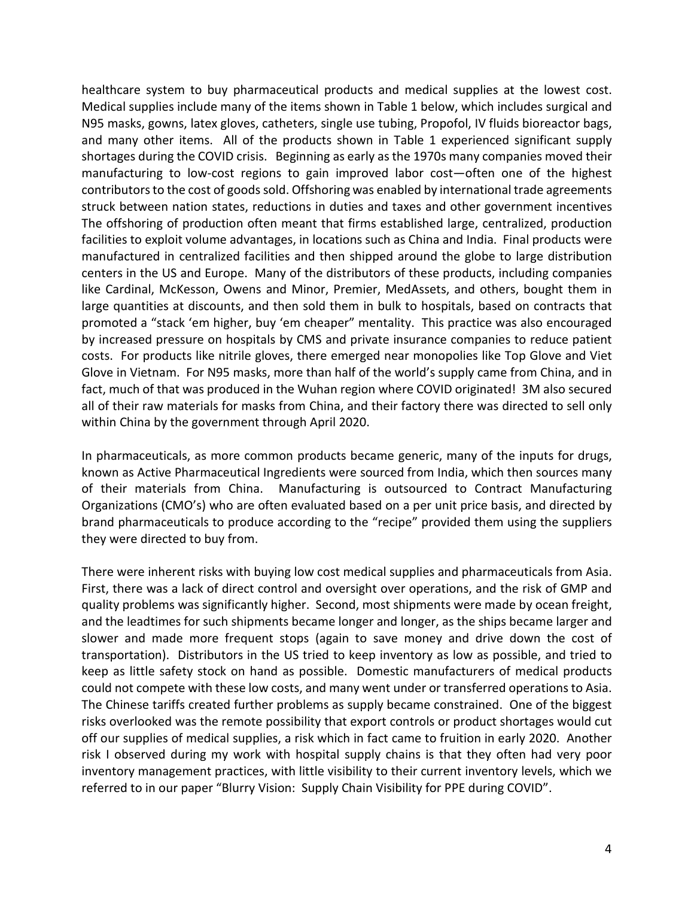healthcare system to buy pharmaceutical products and medical supplies at the lowest cost. Medical supplies include many of the items shown in Table 1 below, which includes surgical and N95 masks, gowns, latex gloves, catheters, single use tubing, Propofol, IV fluids bioreactor bags, and many other items. All of the products shown in Table 1 experienced significant supply shortages during the COVID crisis. Beginning as early as the 1970s many companies moved their manufacturing to low-cost regions to gain improved labor cost—often one of the highest contributors to the cost of goods sold. Offshoring was enabled by international trade agreements struck between nation states, reductions in duties and taxes and other government incentives The offshoring of production often meant that firms established large, centralized, production facilities to exploit volume advantages, in locations such as China and India. Final products were manufactured in centralized facilities and then shipped around the globe to large distribution centers in the US and Europe. Many of the distributors of these products, including companies like Cardinal, McKesson, Owens and Minor, Premier, MedAssets, and others, bought them in large quantities at discounts, and then sold them in bulk to hospitals, based on contracts that promoted a "stack 'em higher, buy 'em cheaper" mentality. This practice was also encouraged by increased pressure on hospitals by CMS and private insurance companies to reduce patient costs. For products like nitrile gloves, there emerged near monopolies like Top Glove and Viet Glove in Vietnam. For N95 masks, more than half of the world's supply came from China, and in fact, much of that was produced in the Wuhan region where COVID originated! 3M also secured all of their raw materials for masks from China, and their factory there was directed to sell only within China by the government through April 2020.

In pharmaceuticals, as more common products became generic, many of the inputs for drugs, known as Active Pharmaceutical Ingredients were sourced from India, which then sources many of their materials from China. Manufacturing is outsourced to Contract Manufacturing Organizations (CMO's) who are often evaluated based on a per unit price basis, and directed by brand pharmaceuticals to produce according to the "recipe" provided them using the suppliers they were directed to buy from.

There were inherent risks with buying low cost medical supplies and pharmaceuticals from Asia. First, there was a lack of direct control and oversight over operations, and the risk of GMP and quality problems was significantly higher. Second, most shipments were made by ocean freight, and the leadtimes for such shipments became longer and longer, as the ships became larger and slower and made more frequent stops (again to save money and drive down the cost of transportation). Distributors in the US tried to keep inventory as low as possible, and tried to keep as little safety stock on hand as possible. Domestic manufacturers of medical products could not compete with these low costs, and many went under or transferred operations to Asia. The Chinese tariffs created further problems as supply became constrained. One of the biggest risks overlooked was the remote possibility that export controls or product shortages would cut off our supplies of medical supplies, a risk which in fact came to fruition in early 2020. Another risk I observed during my work with hospital supply chains is that they often had very poor inventory management practices, with little visibility to their current inventory levels, which we referred to in our paper "Blurry Vision: Supply Chain Visibility for PPE during COVID".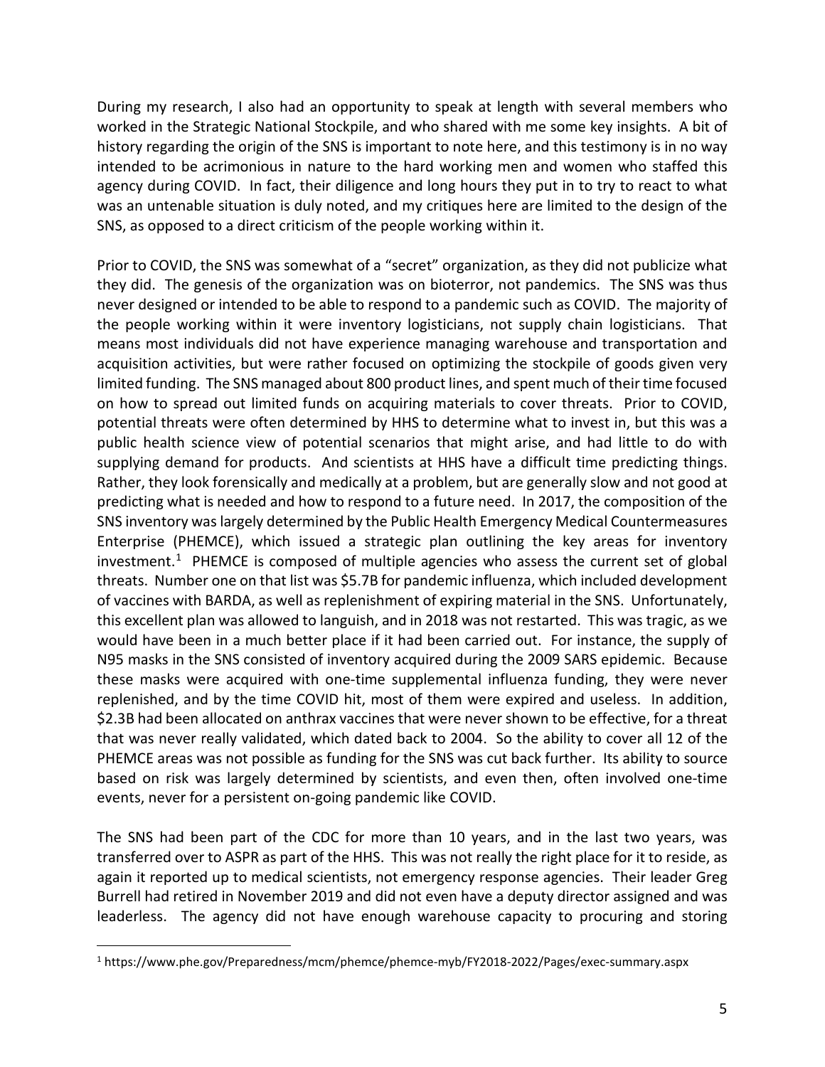During my research, I also had an opportunity to speak at length with several members who worked in the Strategic National Stockpile, and who shared with me some key insights. A bit of history regarding the origin of the SNS is important to note here, and this testimony is in no way intended to be acrimonious in nature to the hard working men and women who staffed this agency during COVID. In fact, their diligence and long hours they put in to try to react to what was an untenable situation is duly noted, and my critiques here are limited to the design of the SNS, as opposed to a direct criticism of the people working within it.

Prior to COVID, the SNS was somewhat of a "secret" organization, as they did not publicize what they did. The genesis of the organization was on bioterror, not pandemics. The SNS was thus never designed or intended to be able to respond to a pandemic such as COVID. The majority of the people working within it were inventory logisticians, not supply chain logisticians. That means most individuals did not have experience managing warehouse and transportation and acquisition activities, but were rather focused on optimizing the stockpile of goods given very limited funding. The SNS managed about 800 product lines, and spent much of their time focused on how to spread out limited funds on acquiring materials to cover threats. Prior to COVID, potential threats were often determined by HHS to determine what to invest in, but this was a public health science view of potential scenarios that might arise, and had little to do with supplying demand for products. And scientists at HHS have a difficult time predicting things. Rather, they look forensically and medically at a problem, but are generally slow and not good at predicting what is needed and how to respond to a future need. In 2017, the composition of the SNS inventory was largely determined by the Public Health Emergency Medical Countermeasures Enterprise (PHEMCE), which issued a strategic plan outlining the key areas for inventory investment.[1] PHEMCE is composed of multiple agencies who assess the current set of global threats. Number one on that list was \$5.7B for pandemic influenza, which included development of vaccines with BARDA, as well as replenishment of expiring material in the SNS. Unfortunately, this excellent plan was allowed to languish, and in 2018 was not restarted. This was tragic, as we would have been in a much better place if it had been carried out. For instance, the supply of N95 masks in the SNS consisted of inventory acquired during the 2009 SARS epidemic. Because these masks were acquired with one-time supplemental influenza funding, they were never replenished, and by the time COVID hit, most of them were expired and useless. In addition, \$2.3B had been allocated on anthrax vaccines that were never shown to be effective, for a threat that was never really validated, which dated back to 2004. So the ability to cover all 12 of the PHEMCE areas was not possible as funding for the SNS was cut back further. Its ability to source based on risk was largely determined by scientists, and even then, often involved one-time events, never for a persistent on-going pandemic like COVID.

The SNS had been part of the CDC for more than 10 years, and in the last two years, was transferred over to ASPR as part of the HHS. This was not really the right place for it to reside, as again it reported up to medical scientists, not emergency response agencies. Their leader Greg Burrell had retired in November 2019 and did not even have a deputy director assigned and was leaderless. The agency did not have enough warehouse capacity to procuring and storing

---

[1] https://www.phe.gov/Preparedness/mcm/phemce/phemce-myb/FY2018-2022/Pages/exec-summary.aspx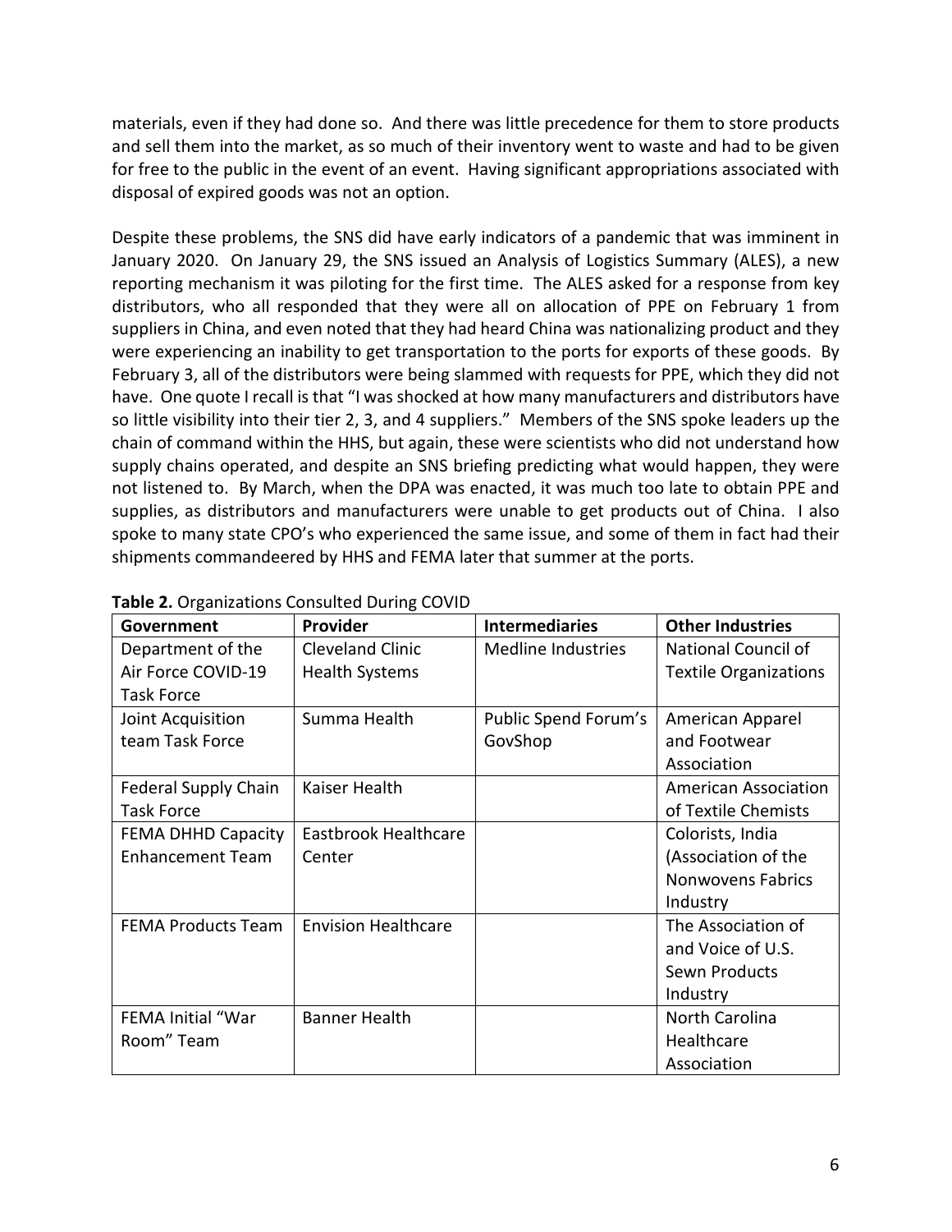materials, even if they had done so. And there was little precedence for them to store products and sell them into the market, as so much of their inventory went to waste and had to be given for free to the public in the event of an event. Having significant appropriations associated with disposal of expired goods was not an option.

Despite these problems, the SNS did have early indicators of a pandemic that was imminent in January 2020. On January 29, the SNS issued an Analysis of Logistics Summary (ALES), a new reporting mechanism it was piloting for the first time. The ALES asked for a response from key distributors, who all responded that they were all on allocation of PPE on February 1 from suppliers in China, and even noted that they had heard China was nationalizing product and they were experiencing an inability to get transportation to the ports for exports of these goods. By February 3, all of the distributors were being slammed with requests for PPE, which they did not have. One quote I recall is that "I was shocked at how many manufacturers and distributors have so little visibility into their tier 2, 3, and 4 suppliers." Members of the SNS spoke leaders up the chain of command within the HHS, but again, these were scientists who did not understand how supply chains operated, and despite an SNS briefing predicting what would happen, they were not listened to. By March, when the DPA was enacted, it was much too late to obtain PPE and supplies, as distributors and manufacturers were unable to get products out of China. I also spoke to many state CPO's who experienced the same issue, and some of them in fact had their shipments commandeered by HHS and FEMA later that summer at the ports.

**Table 2.** Organizations Consulted During COVID

| Government | Provider | Intermediaries | Other Industries |
|---|---|---|---|
| Department of the Air Force COVID-19 Task Force | Cleveland Clinic Health Systems | Medline Industries | National Council of Textile Organizations |
| Joint Acquisition team Task Force | Summa Health | Public Spend Forum's GovShop | American Apparel and Footwear Association |
| Federal Supply Chain Task Force | Kaiser Health | | American Association of Textile Chemists |
| FEMA DHHD Capacity Enhancement Team | Eastbrook Healthcare Center | | Colorists, India (Association of the Nonwovens Fabrics Industry |
| FEMA Products Team | Envision Healthcare | | The Association of and Voice of U.S. Sewn Products Industry |
| FEMA Initial "War Room" Team | Banner Health | | North Carolina Healthcare Association |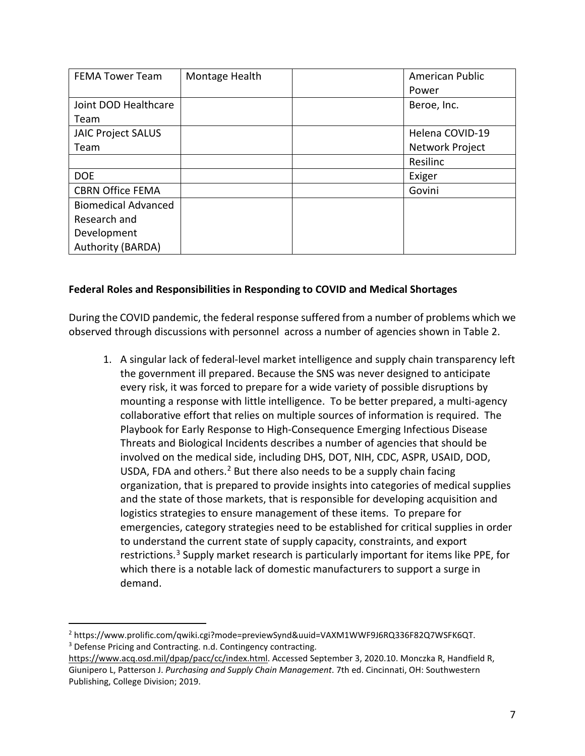| FEMA Tower Team | Montage Health | | American Public Power |
|---|---|---|---|
| Joint DOD Healthcare Team | | | Beroe, Inc. |
| JAIC Project SALUS Team | | | Helena COVID-19 Network Project |
| | | | Resilinc |
| DOE | | | Exiger |
| CBRN Office FEMA | | | Govini |
| Biomedical Advanced Research and Development Authority (BARDA) | | | |

**Federal Roles and Responsibilities in Responding to COVID and Medical Shortages**

During the COVID pandemic, the federal response suffered from a number of problems which we observed through discussions with personnel across a number of agencies shown in Table 2.

1. A singular lack of federal-level market intelligence and supply chain transparency left the government ill prepared. Because the SNS was never designed to anticipate every risk, it was forced to prepare for a wide variety of possible disruptions by mounting a response with little intelligence. To be better prepared, a multi-agency collaborative effort that relies on multiple sources of information is required. The Playbook for Early Response to High-Consequence Emerging Infectious Disease Threats and Biological Incidents describes a number of agencies that should be involved on the medical side, including DHS, DOT, NIH, CDC, ASPR, USAID, DOD, USDA, FDA and others.[2] But there also needs to be a supply chain facing organization, that is prepared to provide insights into categories of medical supplies and the state of those markets, that is responsible for developing acquisition and logistics strategies to ensure management of these items. To prepare for emergencies, category strategies need to be established for critical supplies in order to understand the current state of supply capacity, constraints, and export restrictions.[3] Supply market research is particularly important for items like PPE, for which there is a notable lack of domestic manufacturers to support a surge in demand.

---

[2] https://www.prolific.com/qwiki.cgi?mode=previewSynd&uuid=VAXM1WWF9J6RQ336F82Q7WSFK6QT.

[3] Defense Pricing and Contracting. n.d. Contingency contracting. https://www.acq.osd.mil/dpap/pacc/cc/index.html. Accessed September 3, 2020.10. Monczka R, Handfield R, Giunipero L, Patterson J. *Purchasing and Supply Chain Management*. 7th ed. Cincinnati, OH: Southwestern Publishing, College Division; 2019.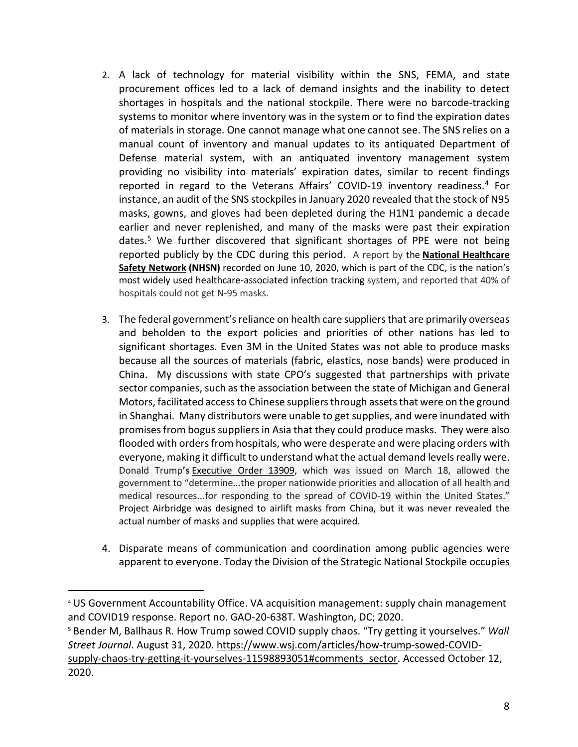2. A lack of technology for material visibility within the SNS, FEMA, and state procurement offices led to a lack of demand insights and the inability to detect shortages in hospitals and the national stockpile. There were no barcode-tracking systems to monitor where inventory was in the system or to find the expiration dates of materials in storage. One cannot manage what one cannot see. The SNS relies on a manual count of inventory and manual updates to its antiquated Department of Defense material system, with an antiquated inventory management system providing no visibility into materials' expiration dates, similar to recent findings reported in regard to the Veterans Affairs' COVID-19 inventory readiness.[4] For instance, an audit of the SNS stockpiles in January 2020 revealed that the stock of N95 masks, gowns, and gloves had been depleted during the H1N1 pandemic a decade earlier and never replenished, and many of the masks were past their expiration dates.[5] We further discovered that significant shortages of PPE were not being reported publicly by the CDC during this period. A report by the **National Healthcare Safety Network (NHSN)** recorded on June 10, 2020, which is part of the CDC, is the nation's most widely used healthcare-associated infection tracking system, and reported that 40% of hospitals could not get N-95 masks.

3. The federal government's reliance on health care suppliers that are primarily overseas and beholden to the export policies and priorities of other nations has led to significant shortages. Even 3M in the United States was not able to produce masks because all the sources of materials (fabric, elastics, nose bands) were produced in China. My discussions with state CPO's suggested that partnerships with private sector companies, such as the association between the state of Michigan and General Motors, facilitated access to Chinese suppliers through assets that were on the ground in Shanghai. Many distributors were unable to get supplies, and were inundated with promises from bogus suppliers in Asia that they could produce masks. They were also flooded with orders from hospitals, who were desperate and were placing orders with everyone, making it difficult to understand what the actual demand levels really were. Donald Trump**'s** Executive Order 13909, which was issued on March 18, allowed the government to "determine...the proper nationwide priorities and allocation of all health and medical resources...for responding to the spread of COVID-19 within the United States." Project Airbridge was designed to airlift masks from China, but it was never revealed the actual number of masks and supplies that were acquired.

4. Disparate means of communication and coordination among public agencies were apparent to everyone. Today the Division of the Strategic National Stockpile occupies

---

[4] US Government Accountability Office. VA acquisition management: supply chain management and COVID19 response. Report no. GAO-20-638T. Washington, DC; 2020.

[5] Bender M, Ballhaus R. How Trump sowed COVID supply chaos. "Try getting it yourselves." *Wall Street Journal*. August 31, 2020. https://www.wsj.com/articles/how-trump-sowed-COVID-supply-chaos-try-getting-it-yourselves-11598893051#comments_sector. Accessed October 12, 2020.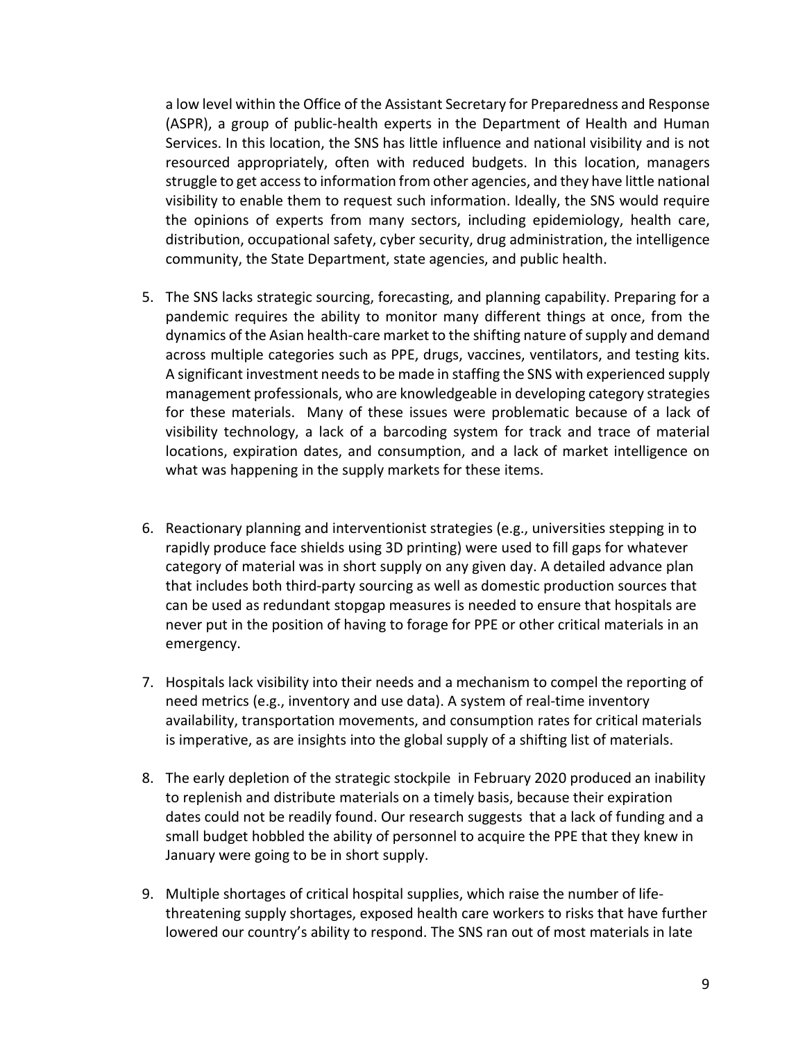a low level within the Office of the Assistant Secretary for Preparedness and Response (ASPR), a group of public-health experts in the Department of Health and Human Services. In this location, the SNS has little influence and national visibility and is not resourced appropriately, often with reduced budgets. In this location, managers struggle to get access to information from other agencies, and they have little national visibility to enable them to request such information. Ideally, the SNS would require the opinions of experts from many sectors, including epidemiology, health care, distribution, occupational safety, cyber security, drug administration, the intelligence community, the State Department, state agencies, and public health.

5. The SNS lacks strategic sourcing, forecasting, and planning capability. Preparing for a pandemic requires the ability to monitor many different things at once, from the dynamics of the Asian health-care market to the shifting nature of supply and demand across multiple categories such as PPE, drugs, vaccines, ventilators, and testing kits. A significant investment needs to be made in staffing the SNS with experienced supply management professionals, who are knowledgeable in developing category strategies for these materials. Many of these issues were problematic because of a lack of visibility technology, a lack of a barcoding system for track and trace of material locations, expiration dates, and consumption, and a lack of market intelligence on what was happening in the supply markets for these items.

6. Reactionary planning and interventionist strategies (e.g., universities stepping in to rapidly produce face shields using 3D printing) were used to fill gaps for whatever category of material was in short supply on any given day. A detailed advance plan that includes both third-party sourcing as well as domestic production sources that can be used as redundant stopgap measures is needed to ensure that hospitals are never put in the position of having to forage for PPE or other critical materials in an emergency.

7. Hospitals lack visibility into their needs and a mechanism to compel the reporting of need metrics (e.g., inventory and use data). A system of real-time inventory availability, transportation movements, and consumption rates for critical materials is imperative, as are insights into the global supply of a shifting list of materials.

8. The early depletion of the strategic stockpile in February 2020 produced an inability to replenish and distribute materials on a timely basis, because their expiration dates could not be readily found. Our research suggests that a lack of funding and a small budget hobbled the ability of personnel to acquire the PPE that they knew in January were going to be in short supply.

9. Multiple shortages of critical hospital supplies, which raise the number of life-threatening supply shortages, exposed health care workers to risks that have further lowered our country's ability to respond. The SNS ran out of most materials in late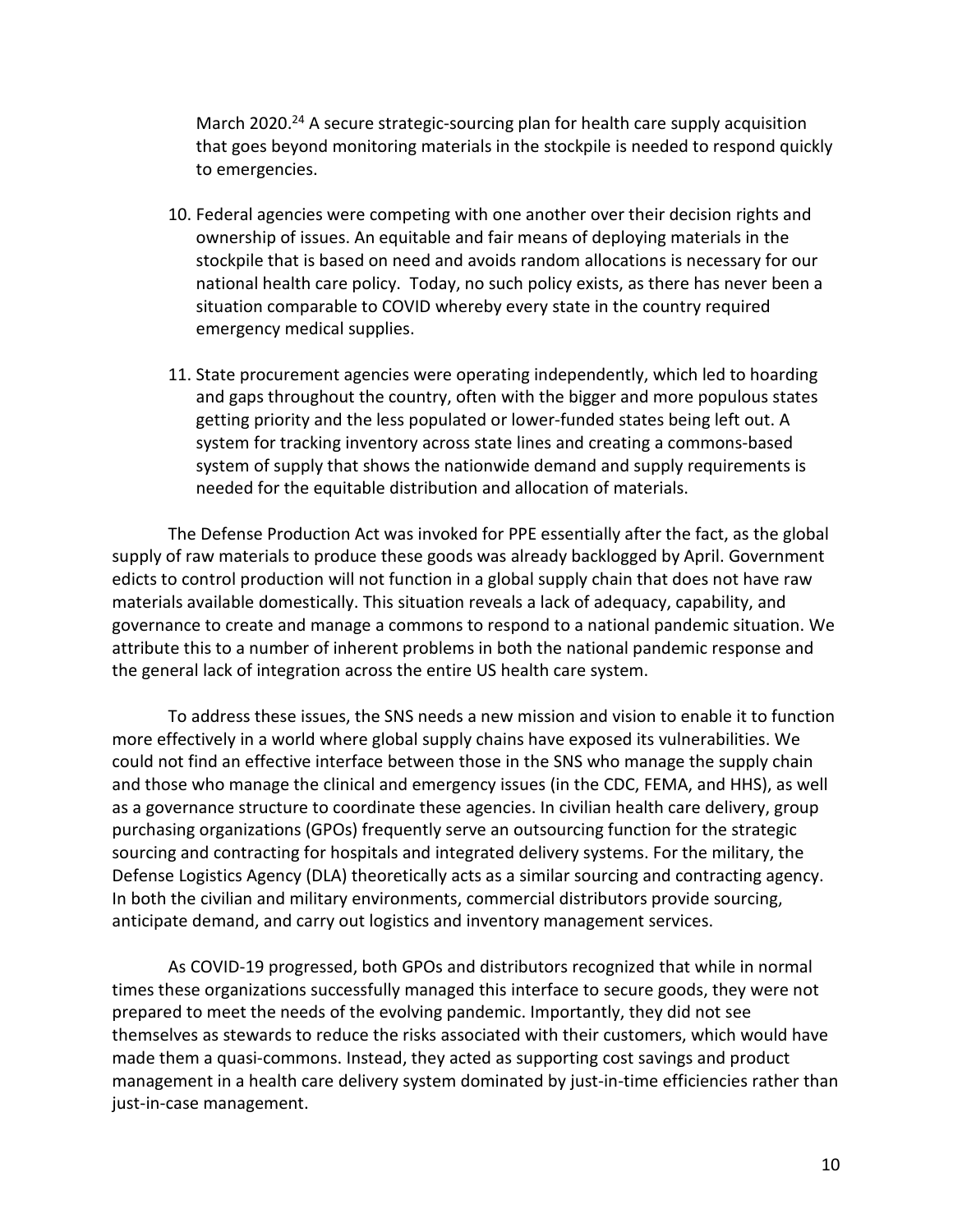March 2020.[24] A secure strategic-sourcing plan for health care supply acquisition that goes beyond monitoring materials in the stockpile is needed to respond quickly to emergencies.

10. Federal agencies were competing with one another over their decision rights and ownership of issues. An equitable and fair means of deploying materials in the stockpile that is based on need and avoids random allocations is necessary for our national health care policy. Today, no such policy exists, as there has never been a situation comparable to COVID whereby every state in the country required emergency medical supplies.

11. State procurement agencies were operating independently, which led to hoarding and gaps throughout the country, often with the bigger and more populous states getting priority and the less populated or lower-funded states being left out. A system for tracking inventory across state lines and creating a commons-based system of supply that shows the nationwide demand and supply requirements is needed for the equitable distribution and allocation of materials.

The Defense Production Act was invoked for PPE essentially after the fact, as the global supply of raw materials to produce these goods was already backlogged by April. Government edicts to control production will not function in a global supply chain that does not have raw materials available domestically. This situation reveals a lack of adequacy, capability, and governance to create and manage a commons to respond to a national pandemic situation. We attribute this to a number of inherent problems in both the national pandemic response and the general lack of integration across the entire US health care system.

To address these issues, the SNS needs a new mission and vision to enable it to function more effectively in a world where global supply chains have exposed its vulnerabilities. We could not find an effective interface between those in the SNS who manage the supply chain and those who manage the clinical and emergency issues (in the CDC, FEMA, and HHS), as well as a governance structure to coordinate these agencies. In civilian health care delivery, group purchasing organizations (GPOs) frequently serve an outsourcing function for the strategic sourcing and contracting for hospitals and integrated delivery systems. For the military, the Defense Logistics Agency (DLA) theoretically acts as a similar sourcing and contracting agency. In both the civilian and military environments, commercial distributors provide sourcing, anticipate demand, and carry out logistics and inventory management services.

As COVID-19 progressed, both GPOs and distributors recognized that while in normal times these organizations successfully managed this interface to secure goods, they were not prepared to meet the needs of the evolving pandemic. Importantly, they did not see themselves as stewards to reduce the risks associated with their customers, which would have made them a quasi-commons. Instead, they acted as supporting cost savings and product management in a health care delivery system dominated by just-in-time efficiencies rather than just-in-case management.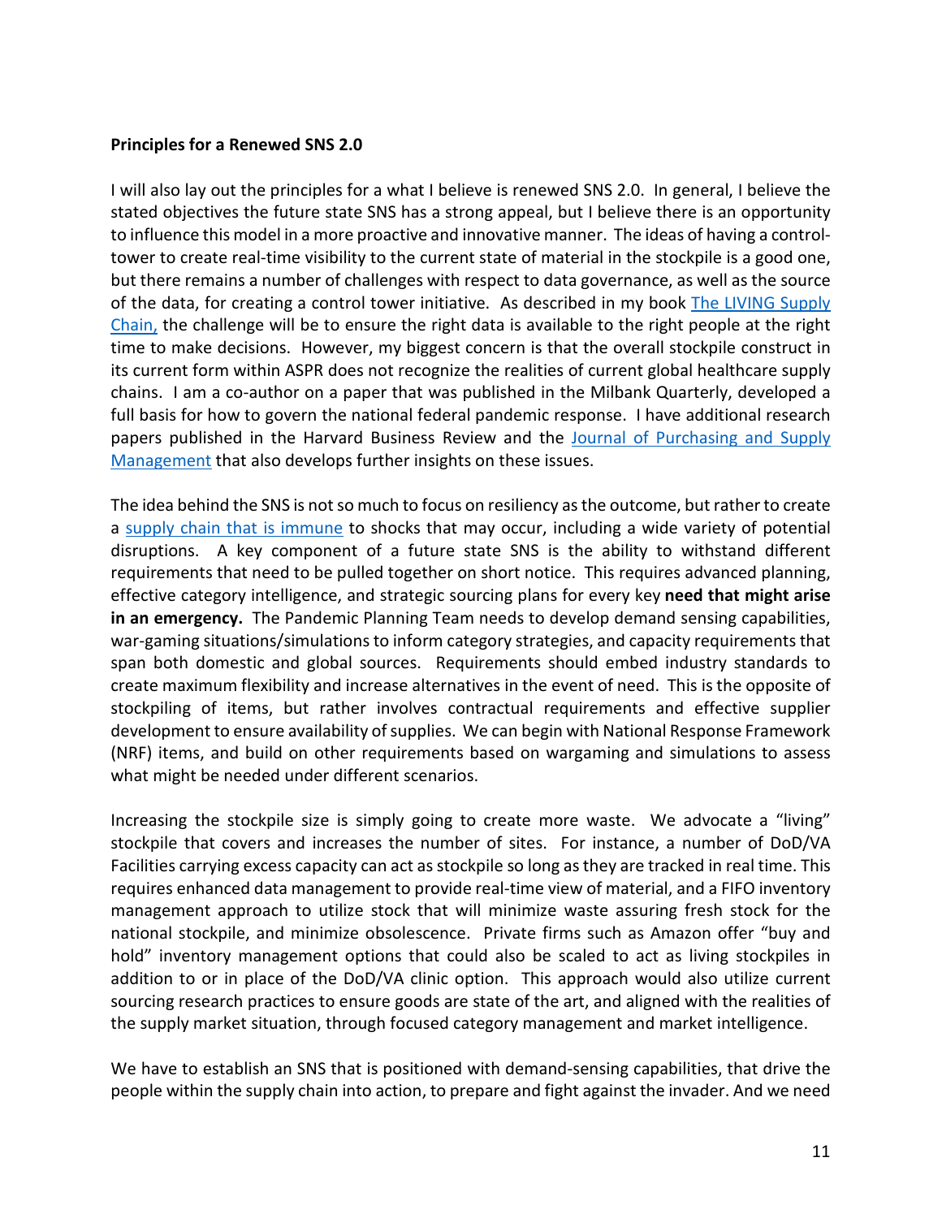**Principles for a Renewed SNS 2.0**

I will also lay out the principles for a what I believe is renewed SNS 2.0. In general, I believe the stated objectives the future state SNS has a strong appeal, but I believe there is an opportunity to influence this model in a more proactive and innovative manner. The ideas of having a control-tower to create real-time visibility to the current state of material in the stockpile is a good one, but there remains a number of challenges with respect to data governance, as well as the source of the data, for creating a control tower initiative. As described in my book The LIVING Supply Chain, the challenge will be to ensure the right data is available to the right people at the right time to make decisions. However, my biggest concern is that the overall stockpile construct in its current form within ASPR does not recognize the realities of current global healthcare supply chains. I am a co-author on a paper that was published in the Milbank Quarterly, developed a full basis for how to govern the national federal pandemic response. I have additional research papers published in the Harvard Business Review and the Journal of Purchasing and Supply Management that also develops further insights on these issues.

The idea behind the SNS is not so much to focus on resiliency as the outcome, but rather to create a supply chain that is immune to shocks that may occur, including a wide variety of potential disruptions. A key component of a future state SNS is the ability to withstand different requirements that need to be pulled together on short notice. This requires advanced planning, effective category intelligence, and strategic sourcing plans for every key **need that might arise in an emergency.** The Pandemic Planning Team needs to develop demand sensing capabilities, war-gaming situations/simulations to inform category strategies, and capacity requirements that span both domestic and global sources. Requirements should embed industry standards to create maximum flexibility and increase alternatives in the event of need. This is the opposite of stockpiling of items, but rather involves contractual requirements and effective supplier development to ensure availability of supplies. We can begin with National Response Framework (NRF) items, and build on other requirements based on wargaming and simulations to assess what might be needed under different scenarios.

Increasing the stockpile size is simply going to create more waste. We advocate a "living" stockpile that covers and increases the number of sites. For instance, a number of DoD/VA Facilities carrying excess capacity can act as stockpile so long as they are tracked in real time. This requires enhanced data management to provide real-time view of material, and a FIFO inventory management approach to utilize stock that will minimize waste assuring fresh stock for the national stockpile, and minimize obsolescence. Private firms such as Amazon offer "buy and hold" inventory management options that could also be scaled to act as living stockpiles in addition to or in place of the DoD/VA clinic option. This approach would also utilize current sourcing research practices to ensure goods are state of the art, and aligned with the realities of the supply market situation, through focused category management and market intelligence.

We have to establish an SNS that is positioned with demand-sensing capabilities, that drive the people within the supply chain into action, to prepare and fight against the invader. And we need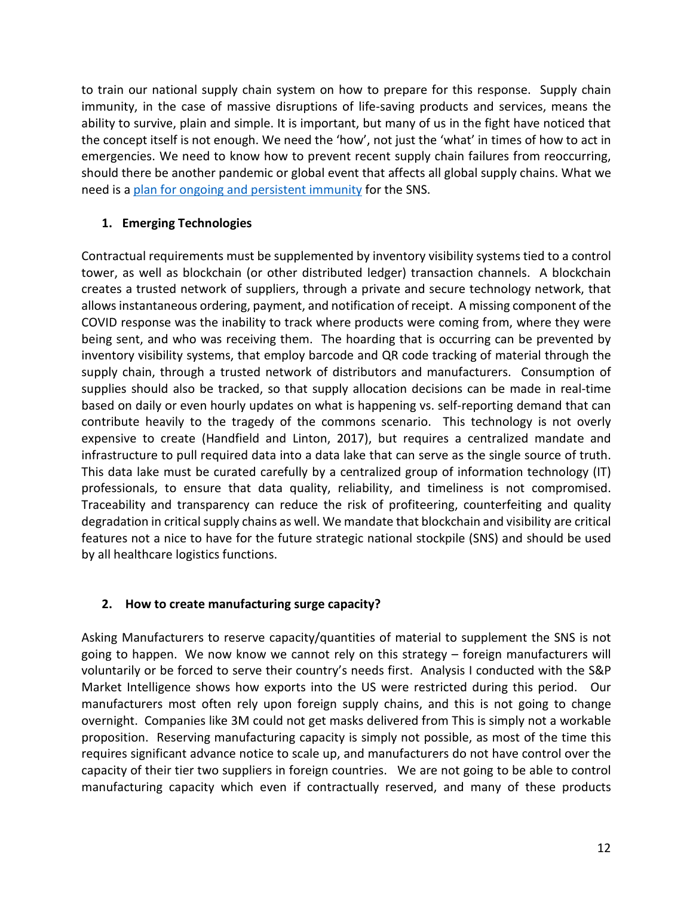to train our national supply chain system on how to prepare for this response. Supply chain immunity, in the case of massive disruptions of life-saving products and services, means the ability to survive, plain and simple. It is important, but many of us in the fight have noticed that the concept itself is not enough. We need the 'how', not just the 'what' in times of how to act in emergencies. We need to know how to prevent recent supply chain failures from reoccurring, should there be another pandemic or global event that affects all global supply chains. What we need is a plan for ongoing and persistent immunity for the SNS.

## 1. Emerging Technologies

Contractual requirements must be supplemented by inventory visibility systems tied to a control tower, as well as blockchain (or other distributed ledger) transaction channels. A blockchain creates a trusted network of suppliers, through a private and secure technology network, that allows instantaneous ordering, payment, and notification of receipt. A missing component of the COVID response was the inability to track where products were coming from, where they were being sent, and who was receiving them. The hoarding that is occurring can be prevented by inventory visibility systems, that employ barcode and QR code tracking of material through the supply chain, through a trusted network of distributors and manufacturers. Consumption of supplies should also be tracked, so that supply allocation decisions can be made in real-time based on daily or even hourly updates on what is happening vs. self-reporting demand that can contribute heavily to the tragedy of the commons scenario. This technology is not overly expensive to create (Handfield and Linton, 2017), but requires a centralized mandate and infrastructure to pull required data into a data lake that can serve as the single source of truth. This data lake must be curated carefully by a centralized group of information technology (IT) professionals, to ensure that data quality, reliability, and timeliness is not compromised. Traceability and transparency can reduce the risk of profiteering, counterfeiting and quality degradation in critical supply chains as well. We mandate that blockchain and visibility are critical features not a nice to have for the future strategic national stockpile (SNS) and should be used by all healthcare logistics functions.

## 2. How to create manufacturing surge capacity?

Asking Manufacturers to reserve capacity/quantities of material to supplement the SNS is not going to happen. We now know we cannot rely on this strategy – foreign manufacturers will voluntarily or be forced to serve their country's needs first. Analysis I conducted with the S&P Market Intelligence shows how exports into the US were restricted during this period. Our manufacturers most often rely upon foreign supply chains, and this is not going to change overnight. Companies like 3M could not get masks delivered from This is simply not a workable proposition. Reserving manufacturing capacity is simply not possible, as most of the time this requires significant advance notice to scale up, and manufacturers do not have control over the capacity of their tier two suppliers in foreign countries. We are not going to be able to control manufacturing capacity which even if contractually reserved, and many of these products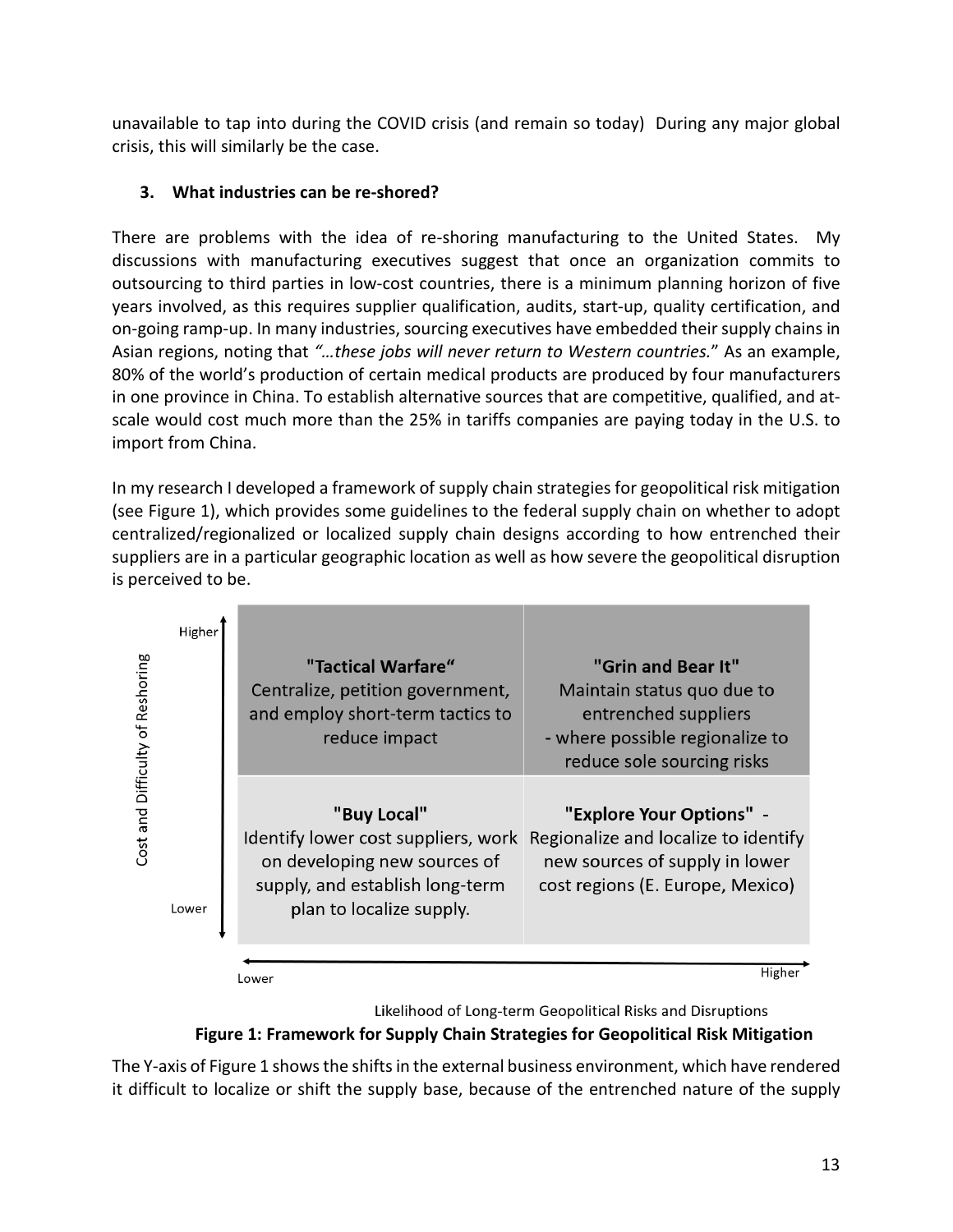unavailable to tap into during the COVID crisis (and remain so today) During any major global crisis, this will similarly be the case.

### 3. What industries can be re-shored?

There are problems with the idea of re-shoring manufacturing to the United States. My discussions with manufacturing executives suggest that once an organization commits to outsourcing to third parties in low-cost countries, there is a minimum planning horizon of five years involved, as this requires supplier qualification, audits, start-up, quality certification, and on-going ramp-up. In many industries, sourcing executives have embedded their supply chains in Asian regions, noting that *"…these jobs will never return to Western countries.*" As an example, 80% of the world's production of certain medical products are produced by four manufacturers in one province in China. To establish alternative sources that are competitive, qualified, and at-scale would cost much more than the 25% in tariffs companies are paying today in the U.S. to import from China.

In my research I developed a framework of supply chain strategies for geopolitical risk mitigation (see Figure 1), which provides some guidelines to the federal supply chain on whether to adopt centralized/regionalized or localized supply chain designs according to how entrenched their suppliers are in a particular geographic location as well as how severe the geopolitical disruption is perceived to be.

| Cost and Difficulty of Reshoring ↕ / Likelihood of Long-term Geopolitical Risks and Disruptions ↔ | Lower | Higher |
|---|---|---|
| **Higher** | **"Tactical Warfare"** Centralize, petition government, and employ short-term tactics to reduce impact | **"Grin and Bear It"** Maintain status quo due to entrenched suppliers - where possible regionalize to reduce sole sourcing risks |
| **Lower** | **"Buy Local"** Identify lower cost suppliers, work on developing new sources of supply, and establish long-term plan to localize supply. | **"Explore Your Options"** - Regionalize and localize to identify new sources of supply in lower cost regions (E. Europe, Mexico) |

**Figure 1: Framework for Supply Chain Strategies for Geopolitical Risk Mitigation**

The Y-axis of Figure 1 shows the shifts in the external business environment, which have rendered it difficult to localize or shift the supply base, because of the entrenched nature of the supply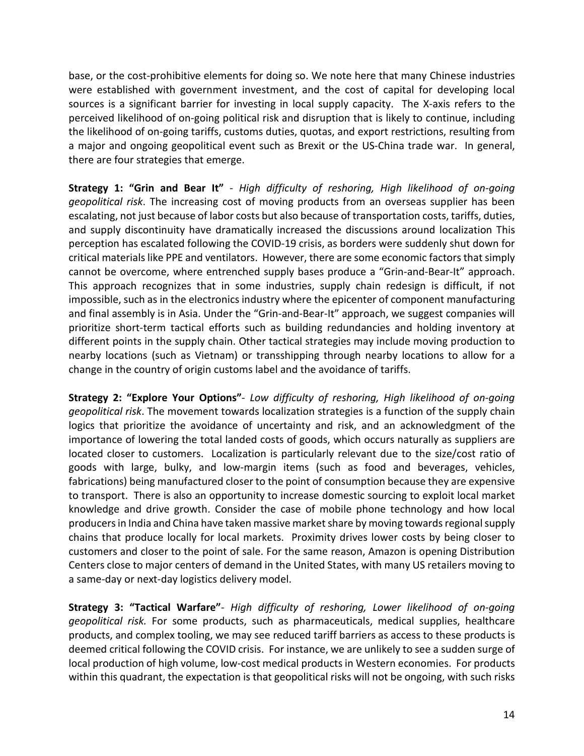base, or the cost-prohibitive elements for doing so. We note here that many Chinese industries were established with government investment, and the cost of capital for developing local sources is a significant barrier for investing in local supply capacity. The X-axis refers to the perceived likelihood of on-going political risk and disruption that is likely to continue, including the likelihood of on-going tariffs, customs duties, quotas, and export restrictions, resulting from a major and ongoing geopolitical event such as Brexit or the US-China trade war. In general, there are four strategies that emerge.

**Strategy 1: "Grin and Bear It"** - *High difficulty of reshoring, High likelihood of on-going geopolitical risk*. The increasing cost of moving products from an overseas supplier has been escalating, not just because of labor costs but also because of transportation costs, tariffs, duties, and supply discontinuity have dramatically increased the discussions around localization This perception has escalated following the COVID-19 crisis, as borders were suddenly shut down for critical materials like PPE and ventilators. However, there are some economic factors that simply cannot be overcome, where entrenched supply bases produce a "Grin-and-Bear-It" approach. This approach recognizes that in some industries, supply chain redesign is difficult, if not impossible, such as in the electronics industry where the epicenter of component manufacturing and final assembly is in Asia. Under the "Grin-and-Bear-It" approach, we suggest companies will prioritize short-term tactical efforts such as building redundancies and holding inventory at different points in the supply chain. Other tactical strategies may include moving production to nearby locations (such as Vietnam) or transshipping through nearby locations to allow for a change in the country of origin customs label and the avoidance of tariffs.

**Strategy 2: "Explore Your Options"**- *Low difficulty of reshoring, High likelihood of on-going geopolitical risk*. The movement towards localization strategies is a function of the supply chain logics that prioritize the avoidance of uncertainty and risk, and an acknowledgment of the importance of lowering the total landed costs of goods, which occurs naturally as suppliers are located closer to customers. Localization is particularly relevant due to the size/cost ratio of goods with large, bulky, and low-margin items (such as food and beverages, vehicles, fabrications) being manufactured closer to the point of consumption because they are expensive to transport. There is also an opportunity to increase domestic sourcing to exploit local market knowledge and drive growth. Consider the case of mobile phone technology and how local producers in India and China have taken massive market share by moving towards regional supply chains that produce locally for local markets. Proximity drives lower costs by being closer to customers and closer to the point of sale. For the same reason, Amazon is opening Distribution Centers close to major centers of demand in the United States, with many US retailers moving to a same-day or next-day logistics delivery model.

**Strategy 3: "Tactical Warfare"**- *High difficulty of reshoring, Lower likelihood of on-going geopolitical risk.* For some products, such as pharmaceuticals, medical supplies, healthcare products, and complex tooling, we may see reduced tariff barriers as access to these products is deemed critical following the COVID crisis. For instance, we are unlikely to see a sudden surge of local production of high volume, low-cost medical products in Western economies. For products within this quadrant, the expectation is that geopolitical risks will not be ongoing, with such risks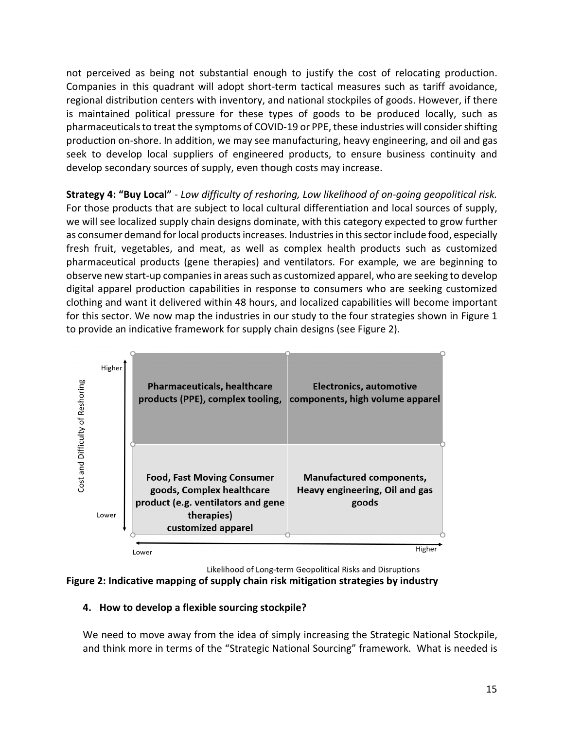not perceived as being not substantial enough to justify the cost of relocating production. Companies in this quadrant will adopt short-term tactical measures such as tariff avoidance, regional distribution centers with inventory, and national stockpiles of goods. However, if there is maintained political pressure for these types of goods to be produced locally, such as pharmaceuticals to treat the symptoms of COVID-19 or PPE, these industries will consider shifting production on-shore. In addition, we may see manufacturing, heavy engineering, and oil and gas seek to develop local suppliers of engineered products, to ensure business continuity and develop secondary sources of supply, even though costs may increase.

**Strategy 4: "Buy Local"** - *Low difficulty of reshoring, Low likelihood of on-going geopolitical risk.* For those products that are subject to local cultural differentiation and local sources of supply, we will see localized supply chain designs dominate, with this category expected to grow further as consumer demand for local products increases. Industries in this sector include food, especially fresh fruit, vegetables, and meat, as well as complex health products such as customized pharmaceutical products (gene therapies) and ventilators. For example, we are beginning to observe new start-up companies in areas such as customized apparel, who are seeking to develop digital apparel production capabilities in response to consumers who are seeking customized clothing and want it delivered within 48 hours, and localized capabilities will become important for this sector. We now map the industries in our study to the four strategies shown in Figure 1 to provide an indicative framework for supply chain designs (see Figure 2).

| Cost and Difficulty of Reshoring | Lower likelihood of long-term geopolitical risks and disruptions | Higher likelihood of long-term geopolitical risks and disruptions |
|---|---|---|
| Higher | **Pharmaceuticals, healthcare products (PPE), complex tooling,** | **Electronics, automotive components, high volume apparel** |
| Lower | **Food, Fast Moving Consumer goods, Complex healthcare product (e.g. ventilators and gene therapies) customized apparel** | **Manufactured components, Heavy engineering, Oil and gas goods** |

**Figure 2: Indicative mapping of supply chain risk mitigation strategies by industry**

## 4. How to develop a flexible sourcing stockpile?

We need to move away from the idea of simply increasing the Strategic National Stockpile, and think more in terms of the "Strategic National Sourcing" framework. What is needed is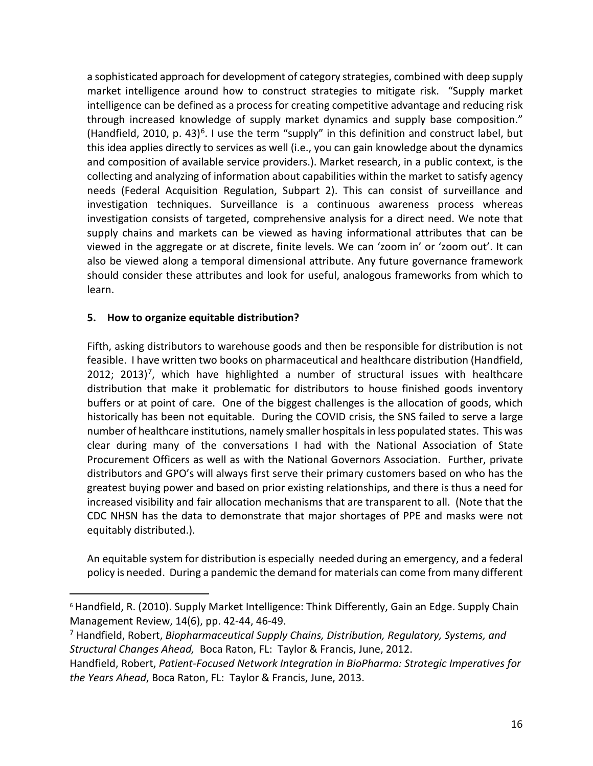a sophisticated approach for development of category strategies, combined with deep supply market intelligence around how to construct strategies to mitigate risk. "Supply market intelligence can be defined as a process for creating competitive advantage and reducing risk through increased knowledge of supply market dynamics and supply base composition." (Handfield, 2010, p. 43)[6]. I use the term "supply" in this definition and construct label, but this idea applies directly to services as well (i.e., you can gain knowledge about the dynamics and composition of available service providers.). Market research, in a public context, is the collecting and analyzing of information about capabilities within the market to satisfy agency needs (Federal Acquisition Regulation, Subpart 2). This can consist of surveillance and investigation techniques. Surveillance is a continuous awareness process whereas investigation consists of targeted, comprehensive analysis for a direct need. We note that supply chains and markets can be viewed as having informational attributes that can be viewed in the aggregate or at discrete, finite levels. We can 'zoom in' or 'zoom out'. It can also be viewed along a temporal dimensional attribute. Any future governance framework should consider these attributes and look for useful, analogous frameworks from which to learn.

### 5. How to organize equitable distribution?

Fifth, asking distributors to warehouse goods and then be responsible for distribution is not feasible. I have written two books on pharmaceutical and healthcare distribution (Handfield, 2012; 2013)[7], which have highlighted a number of structural issues with healthcare distribution that make it problematic for distributors to house finished goods inventory buffers or at point of care. One of the biggest challenges is the allocation of goods, which historically has been not equitable. During the COVID crisis, the SNS failed to serve a large number of healthcare institutions, namely smaller hospitals in less populated states. This was clear during many of the conversations I had with the National Association of State Procurement Officers as well as with the National Governors Association. Further, private distributors and GPO's will always first serve their primary customers based on who has the greatest buying power and based on prior existing relationships, and there is thus a need for increased visibility and fair allocation mechanisms that are transparent to all. (Note that the CDC NHSN has the data to demonstrate that major shortages of PPE and masks were not equitably distributed.).

An equitable system for distribution is especially needed during an emergency, and a federal policy is needed. During a pandemic the demand for materials can come from many different

---

[6] Handfield, R. (2010). Supply Market Intelligence: Think Differently, Gain an Edge. Supply Chain Management Review, 14(6), pp. 42-44, 46-49.

[7] Handfield, Robert, *Biopharmaceutical Supply Chains, Distribution, Regulatory, Systems, and Structural Changes Ahead,* Boca Raton, FL: Taylor & Francis, June, 2012.

Handfield, Robert, *Patient-Focused Network Integration in BioPharma: Strategic Imperatives for the Years Ahead*, Boca Raton, FL: Taylor & Francis, June, 2013.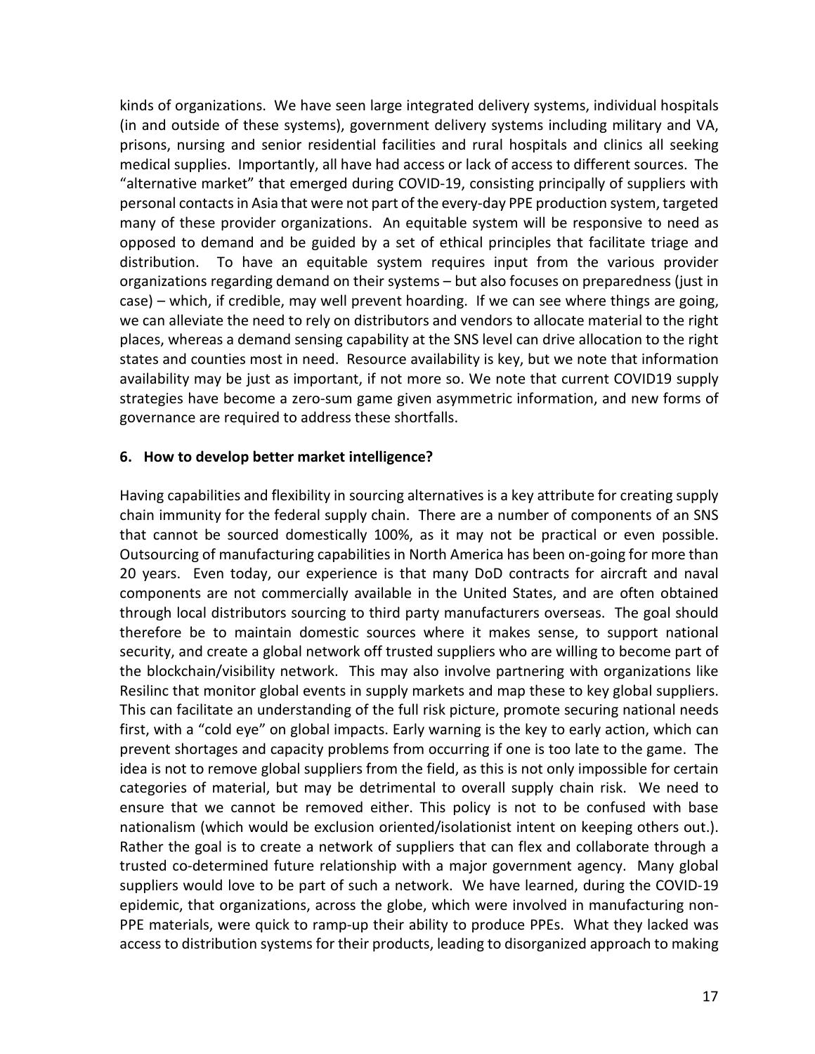kinds of organizations. We have seen large integrated delivery systems, individual hospitals (in and outside of these systems), government delivery systems including military and VA, prisons, nursing and senior residential facilities and rural hospitals and clinics all seeking medical supplies. Importantly, all have had access or lack of access to different sources. The "alternative market" that emerged during COVID-19, consisting principally of suppliers with personal contacts in Asia that were not part of the every-day PPE production system, targeted many of these provider organizations. An equitable system will be responsive to need as opposed to demand and be guided by a set of ethical principles that facilitate triage and distribution. To have an equitable system requires input from the various provider organizations regarding demand on their systems – but also focuses on preparedness (just in case) – which, if credible, may well prevent hoarding. If we can see where things are going, we can alleviate the need to rely on distributors and vendors to allocate material to the right places, whereas a demand sensing capability at the SNS level can drive allocation to the right states and counties most in need. Resource availability is key, but we note that information availability may be just as important, if not more so. We note that current COVID19 supply strategies have become a zero-sum game given asymmetric information, and new forms of governance are required to address these shortfalls.

## 6. How to develop better market intelligence?

Having capabilities and flexibility in sourcing alternatives is a key attribute for creating supply chain immunity for the federal supply chain. There are a number of components of an SNS that cannot be sourced domestically 100%, as it may not be practical or even possible. Outsourcing of manufacturing capabilities in North America has been on-going for more than 20 years. Even today, our experience is that many DoD contracts for aircraft and naval components are not commercially available in the United States, and are often obtained through local distributors sourcing to third party manufacturers overseas. The goal should therefore be to maintain domestic sources where it makes sense, to support national security, and create a global network off trusted suppliers who are willing to become part of the blockchain/visibility network. This may also involve partnering with organizations like Resilinc that monitor global events in supply markets and map these to key global suppliers. This can facilitate an understanding of the full risk picture, promote securing national needs first, with a "cold eye" on global impacts. Early warning is the key to early action, which can prevent shortages and capacity problems from occurring if one is too late to the game. The idea is not to remove global suppliers from the field, as this is not only impossible for certain categories of material, but may be detrimental to overall supply chain risk. We need to ensure that we cannot be removed either. This policy is not to be confused with base nationalism (which would be exclusion oriented/isolationist intent on keeping others out.). Rather the goal is to create a network of suppliers that can flex and collaborate through a trusted co-determined future relationship with a major government agency. Many global suppliers would love to be part of such a network. We have learned, during the COVID-19 epidemic, that organizations, across the globe, which were involved in manufacturing non-PPE materials, were quick to ramp-up their ability to produce PPEs. What they lacked was access to distribution systems for their products, leading to disorganized approach to making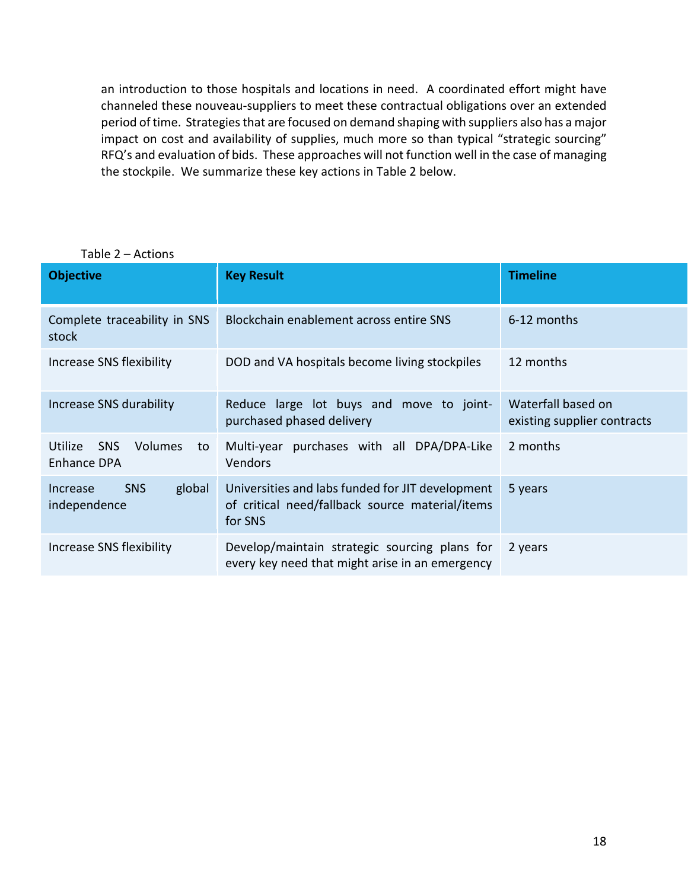an introduction to those hospitals and locations in need. A coordinated effort might have channeled these nouveau-suppliers to meet these contractual obligations over an extended period of time. Strategies that are focused on demand shaping with suppliers also has a major impact on cost and availability of supplies, much more so than typical "strategic sourcing" RFQ's and evaluation of bids. These approaches will not function well in the case of managing the stockpile. We summarize these key actions in Table 2 below.

Table 2 – Actions

| Objective | Key Result | Timeline |
|---|---|---|
| Complete traceability in SNS stock | Blockchain enablement across entire SNS | 6-12 months |
| Increase SNS flexibility | DOD and VA hospitals become living stockpiles | 12 months |
| Increase SNS durability | Reduce large lot buys and move to joint-purchased phased delivery | Waterfall based on existing supplier contracts |
| Utilize SNS Volumes to Enhance DPA | Multi-year purchases with all DPA/DPA-Like Vendors | 2 months |
| Increase SNS global independence | Universities and labs funded for JIT development of critical need/fallback source material/items for SNS | 5 years |
| Increase SNS flexibility | Develop/maintain strategic sourcing plans for every key need that might arise in an emergency | 2 years |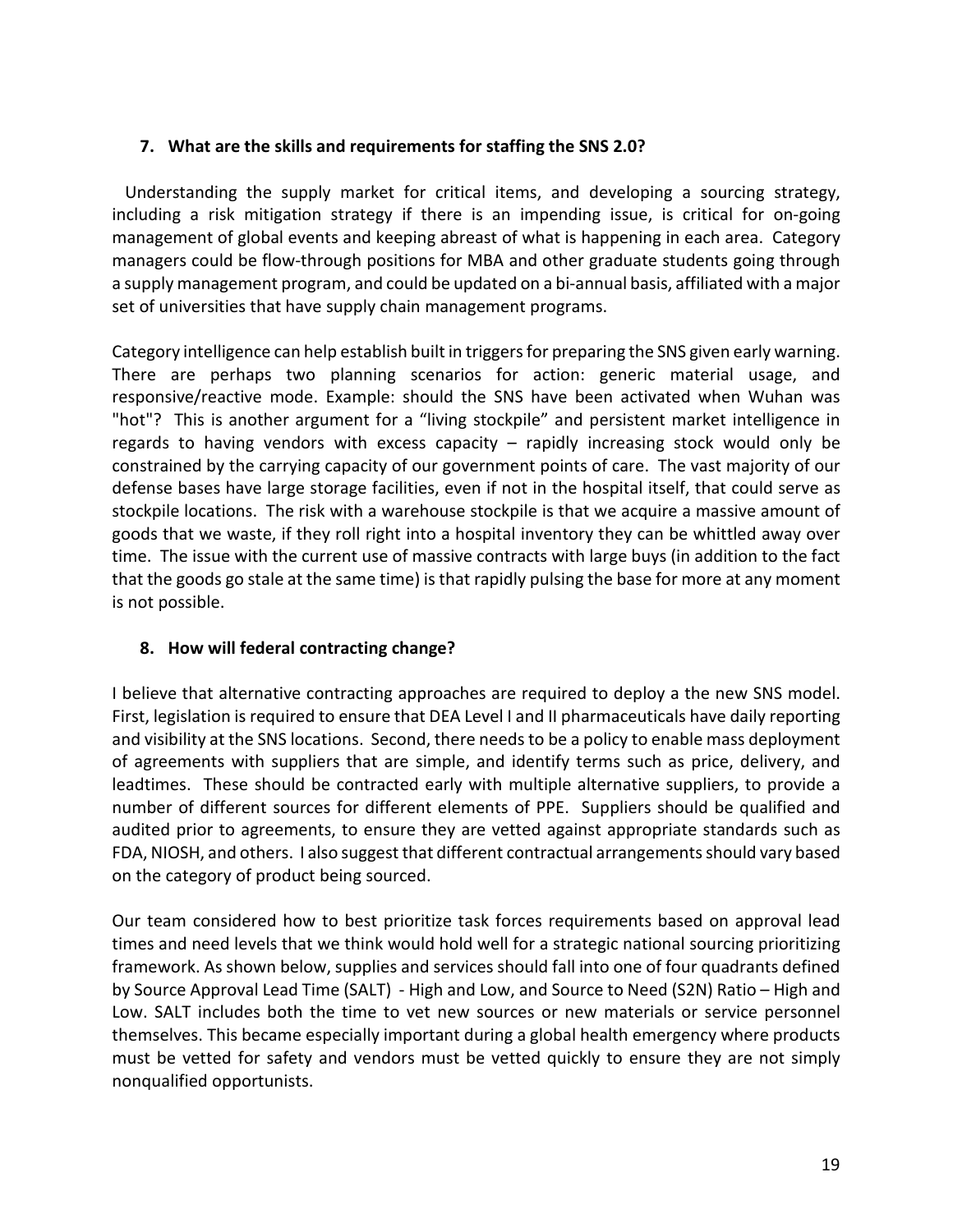### 7. What are the skills and requirements for staffing the SNS 2.0?

Understanding the supply market for critical items, and developing a sourcing strategy, including a risk mitigation strategy if there is an impending issue, is critical for on-going management of global events and keeping abreast of what is happening in each area. Category managers could be flow-through positions for MBA and other graduate students going through a supply management program, and could be updated on a bi-annual basis, affiliated with a major set of universities that have supply chain management programs.

Category intelligence can help establish built in triggers for preparing the SNS given early warning. There are perhaps two planning scenarios for action: generic material usage, and responsive/reactive mode. Example: should the SNS have been activated when Wuhan was "hot"? This is another argument for a "living stockpile" and persistent market intelligence in regards to having vendors with excess capacity – rapidly increasing stock would only be constrained by the carrying capacity of our government points of care. The vast majority of our defense bases have large storage facilities, even if not in the hospital itself, that could serve as stockpile locations. The risk with a warehouse stockpile is that we acquire a massive amount of goods that we waste, if they roll right into a hospital inventory they can be whittled away over time. The issue with the current use of massive contracts with large buys (in addition to the fact that the goods go stale at the same time) is that rapidly pulsing the base for more at any moment is not possible.

### 8. How will federal contracting change?

I believe that alternative contracting approaches are required to deploy a the new SNS model. First, legislation is required to ensure that DEA Level I and II pharmaceuticals have daily reporting and visibility at the SNS locations. Second, there needs to be a policy to enable mass deployment of agreements with suppliers that are simple, and identify terms such as price, delivery, and leadtimes. These should be contracted early with multiple alternative suppliers, to provide a number of different sources for different elements of PPE. Suppliers should be qualified and audited prior to agreements, to ensure they are vetted against appropriate standards such as FDA, NIOSH, and others. I also suggest that different contractual arrangements should vary based on the category of product being sourced.

Our team considered how to best prioritize task forces requirements based on approval lead times and need levels that we think would hold well for a strategic national sourcing prioritizing framework. As shown below, supplies and services should fall into one of four quadrants defined by Source Approval Lead Time (SALT) - High and Low, and Source to Need (S2N) Ratio – High and Low. SALT includes both the time to vet new sources or new materials or service personnel themselves. This became especially important during a global health emergency where products must be vetted for safety and vendors must be vetted quickly to ensure they are not simply nonqualified opportunists.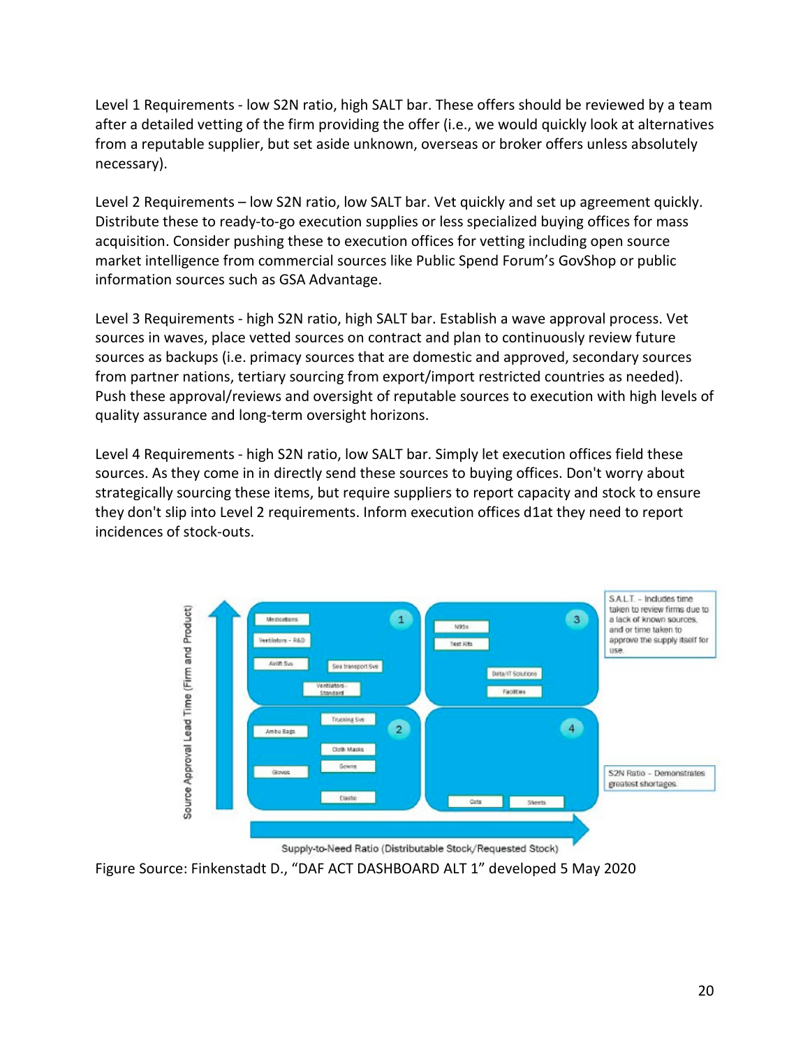Level 1 Requirements - low S2N ratio, high SALT bar. These offers should be reviewed by a team after a detailed vetting of the firm providing the offer (i.e., we would quickly look at alternatives from a reputable supplier, but set aside unknown, overseas or broker offers unless absolutely necessary).

Level 2 Requirements – low S2N ratio, low SALT bar. Vet quickly and set up agreement quickly. Distribute these to ready-to-go execution supplies or less specialized buying offices for mass acquisition. Consider pushing these to execution offices for vetting including open source market intelligence from commercial sources like Public Spend Forum's GovShop or public information sources such as GSA Advantage.

Level 3 Requirements - high S2N ratio, high SALT bar. Establish a wave approval process. Vet sources in waves, place vetted sources on contract and plan to continuously review future sources as backups (i.e. primacy sources that are domestic and approved, secondary sources from partner nations, tertiary sourcing from export/import restricted countries as needed). Push these approval/reviews and oversight of reputable sources to execution with high levels of quality assurance and long-term oversight horizons.

Level 4 Requirements - high S2N ratio, low SALT bar. Simply let execution offices field these sources. As they come in in directly send these sources to buying offices. Don't worry about strategically sourcing these items, but require suppliers to report capacity and stock to ensure they don't slip into Level 2 requirements. Inform execution offices d1at they need to report incidences of stock-outs.

Source Approval Lead Time (Firm and Product)

1: Medications, Ventilators - R&D, Airlift Svc, Sea transport Svc, Ventilators - Standard

3: N95s, Test Kits, Data/IT Solutions, Facilities

2: Trucking Svc, Ambu Bags, Cloth Masks, Gowns, Gloves, Elastic

4: Cots, Sheets

S.A.L.T. – Includes time taken to review firms due to a lack of known sources, and or time taken to approve the supply itself for use.

S2N Ratio – Demonstrates greatest shortages.

Supply-to-Need Ratio (Distributable Stock/Requested Stock)

Figure Source: Finkenstadt D., "DAF ACT DASHBOARD ALT 1" developed 5 May 2020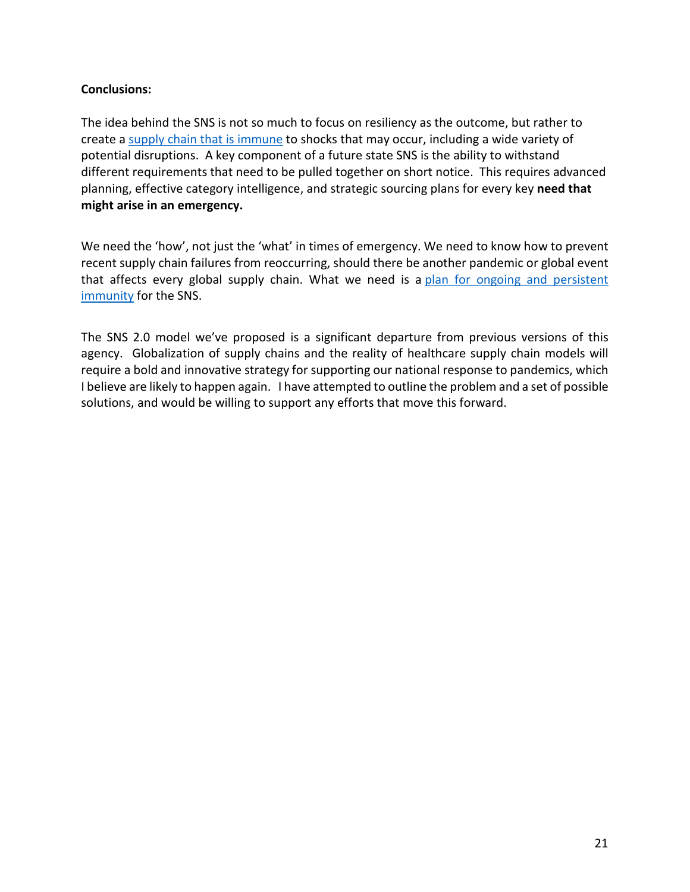**Conclusions:**

The idea behind the SNS is not so much to focus on resiliency as the outcome, but rather to create a supply chain that is immune to shocks that may occur, including a wide variety of potential disruptions. A key component of a future state SNS is the ability to withstand different requirements that need to be pulled together on short notice. This requires advanced planning, effective category intelligence, and strategic sourcing plans for every key **need that might arise in an emergency.**

We need the 'how', not just the 'what' in times of emergency. We need to know how to prevent recent supply chain failures from reoccurring, should there be another pandemic or global event that affects every global supply chain. What we need is a plan for ongoing and persistent immunity for the SNS.

The SNS 2.0 model we've proposed is a significant departure from previous versions of this agency. Globalization of supply chains and the reality of healthcare supply chain models will require a bold and innovative strategy for supporting our national response to pandemics, which I believe are likely to happen again. I have attempted to outline the problem and a set of possible solutions, and would be willing to support any efforts that move this forward.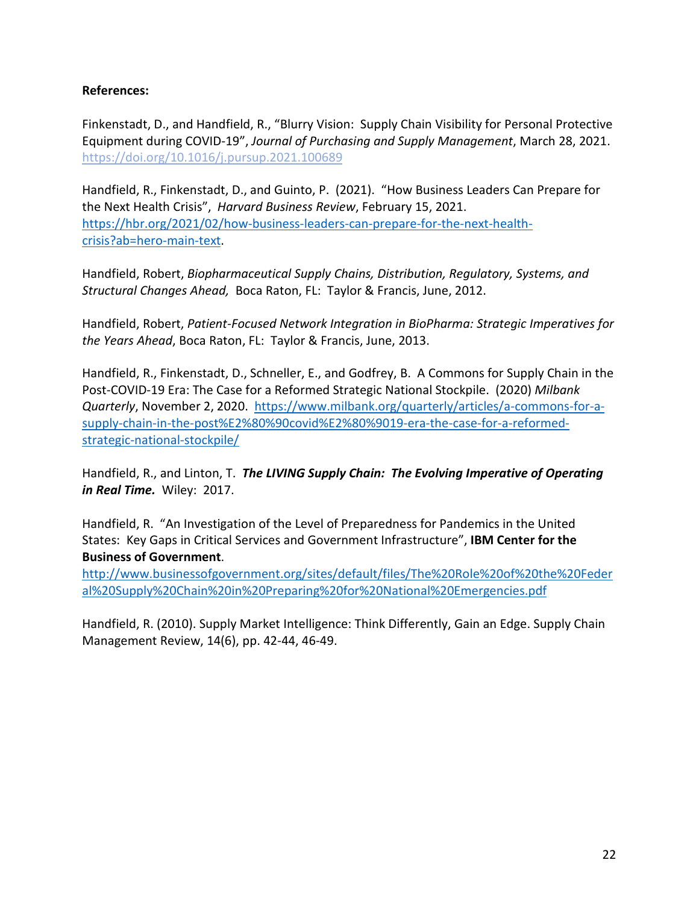**References:**

Finkenstadt, D., and Handfield, R., "Blurry Vision: Supply Chain Visibility for Personal Protective Equipment during COVID-19", *Journal of Purchasing and Supply Management*, March 28, 2021. https://doi.org/10.1016/j.pursup.2021.100689

Handfield, R., Finkenstadt, D., and Guinto, P. (2021). "How Business Leaders Can Prepare for the Next Health Crisis", *Harvard Business Review*, February 15, 2021. https://hbr.org/2021/02/how-business-leaders-can-prepare-for-the-next-health-crisis?ab=hero-main-text.

Handfield, Robert, *Biopharmaceutical Supply Chains, Distribution, Regulatory, Systems, and Structural Changes Ahead,* Boca Raton, FL: Taylor & Francis, June, 2012.

Handfield, Robert, *Patient-Focused Network Integration in BioPharma: Strategic Imperatives for the Years Ahead*, Boca Raton, FL: Taylor & Francis, June, 2013.

Handfield, R., Finkenstadt, D., Schneller, E., and Godfrey, B. A Commons for Supply Chain in the Post-COVID-19 Era: The Case for a Reformed Strategic National Stockpile. (2020) *Milbank Quarterly*, November 2, 2020. https://www.milbank.org/quarterly/articles/a-commons-for-a-supply-chain-in-the-post%E2%80%90covid%E2%80%9019-era-the-case-for-a-reformed-strategic-national-stockpile/

Handfield, R., and Linton, T. ***The LIVING Supply Chain: The Evolving Imperative of Operating in Real Time.*** Wiley: 2017.

Handfield, R. "An Investigation of the Level of Preparedness for Pandemics in the United States: Key Gaps in Critical Services and Government Infrastructure", **IBM Center for the Business of Government**. http://www.businessofgovernment.org/sites/default/files/The%20Role%20of%20the%20Federal%20Supply%20Chain%20in%20Preparing%20for%20National%20Emergencies.pdf

Handfield, R. (2010). Supply Market Intelligence: Think Differently, Gain an Edge. Supply Chain Management Review, 14(6), pp. 42-44, 46-49.